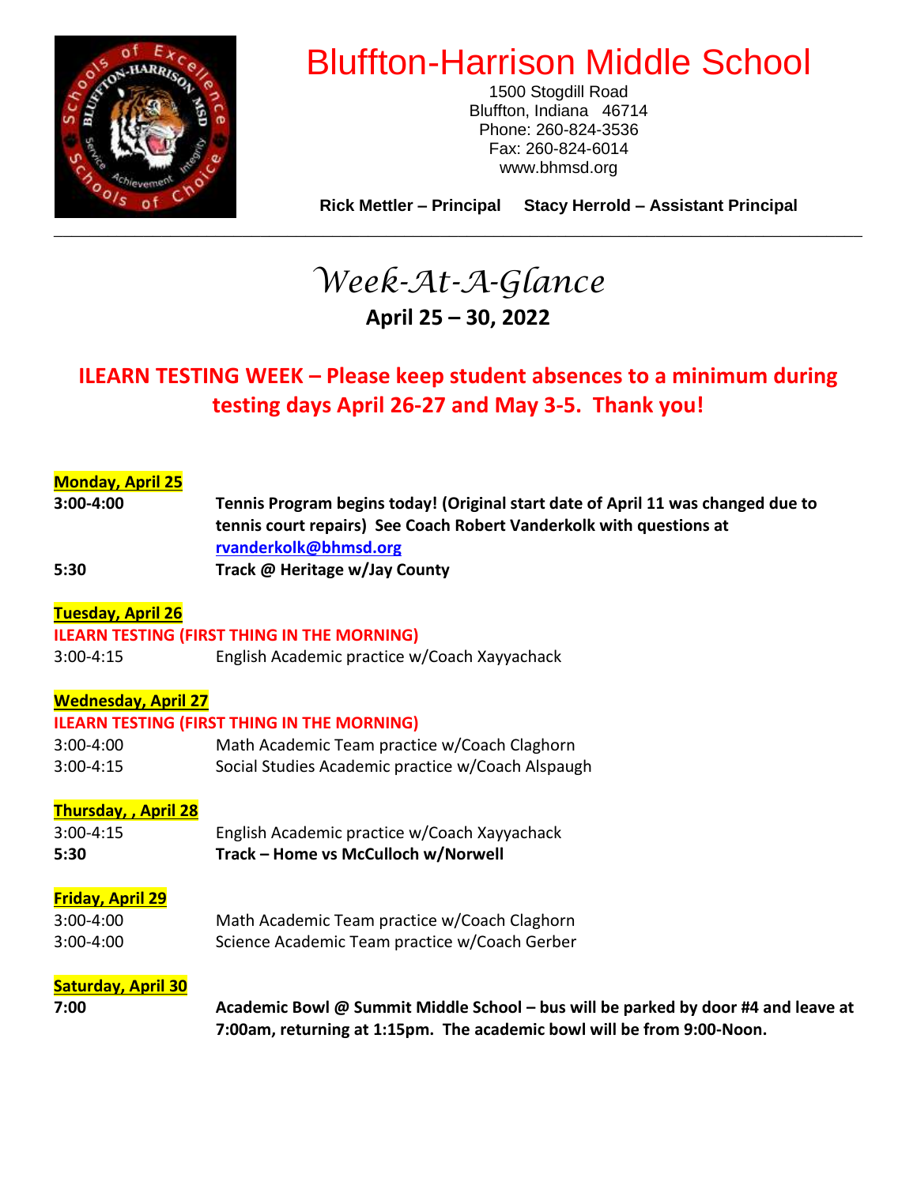# Bluffton-Harrison Middle School

1500 Stogdill Road
Bluffton, Indiana 46714
Phone: 260-824-3536
Fax: 260-824-6014
www.bhmsd.org

**Rick Mettler – Principal** **Stacy Herrold – Assistant Principal**

---

## *Week-At-A-Glance*

**April 25 – 30, 2022**

**ILEARN TESTING WEEK – Please keep student absences to a minimum during testing days April 26-27 and May 3-5. Thank you!**

**Monday, April 25**

| | |
|---|---|
| **3:00-4:00** | **Tennis Program begins today! (Original start date of April 11 was changed due to tennis court repairs) See Coach Robert Vanderkolk with questions at rvanderkolk@bhmsd.org** |
| **5:30** | **Track @ Heritage w/Jay County** |

**Tuesday, April 26**

**ILEARN TESTING (FIRST THING IN THE MORNING)**

| | |
|---|---|
| 3:00-4:15 | English Academic practice w/Coach Xayyachack |

**Wednesday, April 27**

**ILEARN TESTING (FIRST THING IN THE MORNING)**

| | |
|---|---|
| 3:00-4:00 | Math Academic Team practice w/Coach Claghorn |
| 3:00-4:15 | Social Studies Academic practice w/Coach Alspaugh |

**Thursday, , April 28**

| | |
|---|---|
| 3:00-4:15 | English Academic practice w/Coach Xayyachack |
| **5:30** | **Track – Home vs McCulloch w/Norwell** |

**Friday, April 29**

| | |
|---|---|
| 3:00-4:00 | Math Academic Team practice w/Coach Claghorn |
| 3:00-4:00 | Science Academic Team practice w/Coach Gerber |

**Saturday, April 30**

| | |
|---|---|
| **7:00** | **Academic Bowl @ Summit Middle School – bus will be parked by door #4 and leave at 7:00am, returning at 1:15pm. The academic bowl will be from 9:00-Noon.** |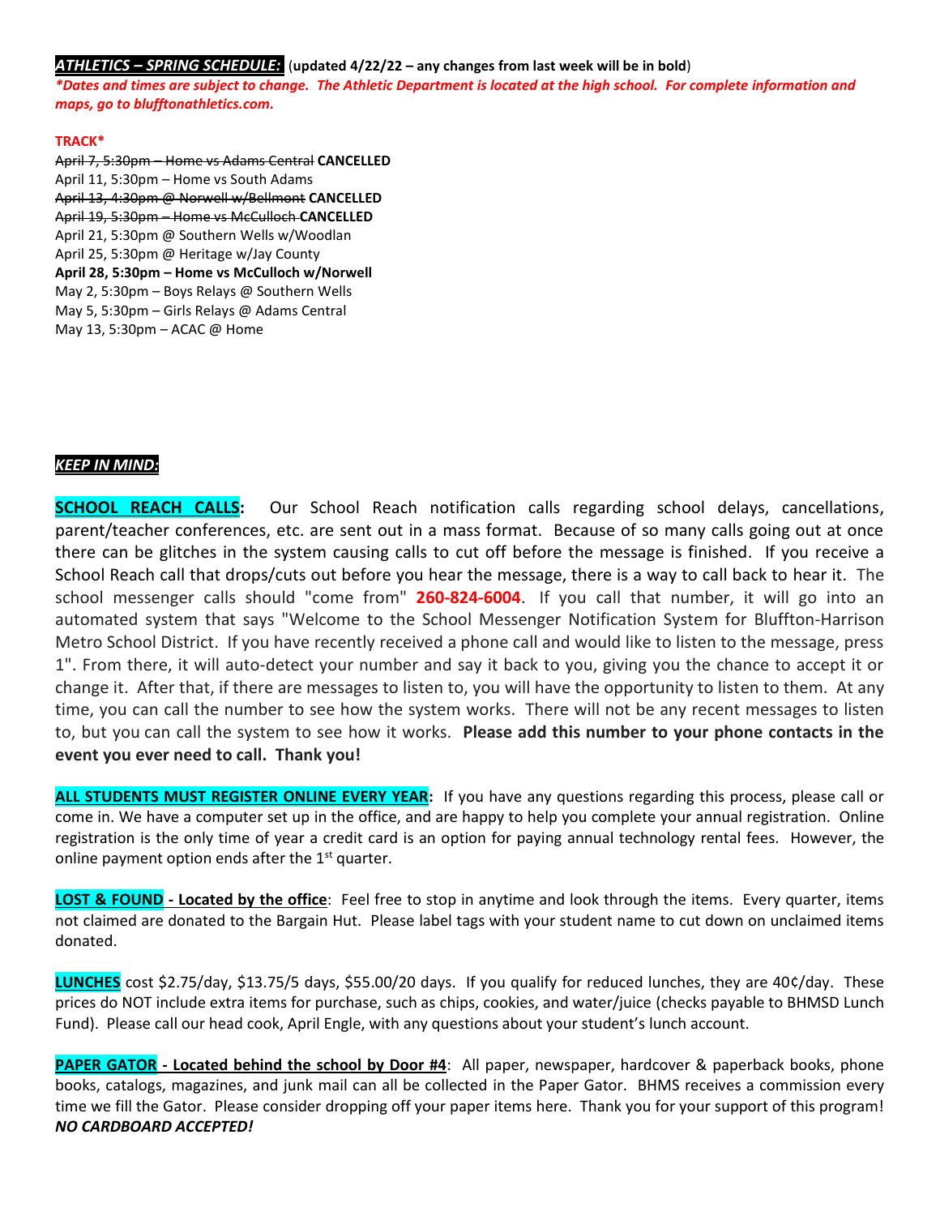***ATHLETICS – SPRING SCHEDULE:*** (**updated 4/22/22 – any changes from last week will be in bold**)

***\*Dates and times are subject to change. The Athletic Department is located at the high school. For complete information and maps, go to blufftonathletics.com.***

**TRACK\***

~~April 7, 5:30pm – Home vs Adams Central~~ **CANCELLED**
April 11, 5:30pm – Home vs South Adams
~~April 13, 4:30pm @ Norwell w/Bellmont~~ **CANCELLED**
~~April 19, 5:30pm – Home vs McCulloch~~ **CANCELLED**
April 21, 5:30pm @ Southern Wells w/Woodlan
April 25, 5:30pm @ Heritage w/Jay County
**April 28, 5:30pm – Home vs McCulloch w/Norwell**
May 2, 5:30pm – Boys Relays @ Southern Wells
May 5, 5:30pm – Girls Relays @ Adams Central
May 13, 5:30pm – ACAC @ Home

***KEEP IN MIND:***

**SCHOOL REACH CALLS:** Our School Reach notification calls regarding school delays, cancellations, parent/teacher conferences, etc. are sent out in a mass format. Because of so many calls going out at once there can be glitches in the system causing calls to cut off before the message is finished. If you receive a School Reach call that drops/cuts out before you hear the message, there is a way to call back to hear it. The school messenger calls should "come from" **260-824-6004**. If you call that number, it will go into an automated system that says "Welcome to the School Messenger Notification System for Bluffton-Harrison Metro School District. If you have recently received a phone call and would like to listen to the message, press 1". From there, it will auto-detect your number and say it back to you, giving you the chance to accept it or change it. After that, if there are messages to listen to, you will have the opportunity to listen to them. At any time, you can call the number to see how the system works. There will not be any recent messages to listen to, but you can call the system to see how it works. **Please add this number to your phone contacts in the event you ever need to call. Thank you!**

**ALL STUDENTS MUST REGISTER ONLINE EVERY YEAR:** If you have any questions regarding this process, please call or come in. We have a computer set up in the office, and are happy to help you complete your annual registration. Online registration is the only time of year a credit card is an option for paying annual technology rental fees. However, the online payment option ends after the 1st quarter.

**LOST & FOUND - Located by the office**: Feel free to stop in anytime and look through the items. Every quarter, items not claimed are donated to the Bargain Hut. Please label tags with your student name to cut down on unclaimed items donated.

**LUNCHES** cost $2.75/day, $13.75/5 days, $55.00/20 days. If you qualify for reduced lunches, they are 40¢/day. These prices do NOT include extra items for purchase, such as chips, cookies, and water/juice (checks payable to BHMSD Lunch Fund). Please call our head cook, April Engle, with any questions about your student's lunch account.

**PAPER GATOR - Located behind the school by Door #4**: All paper, newspaper, hardcover & paperback books, phone books, catalogs, magazines, and junk mail can all be collected in the Paper Gator. BHMS receives a commission every time we fill the Gator. Please consider dropping off your paper items here. Thank you for your support of this program! ***NO CARDBOARD ACCEPTED!***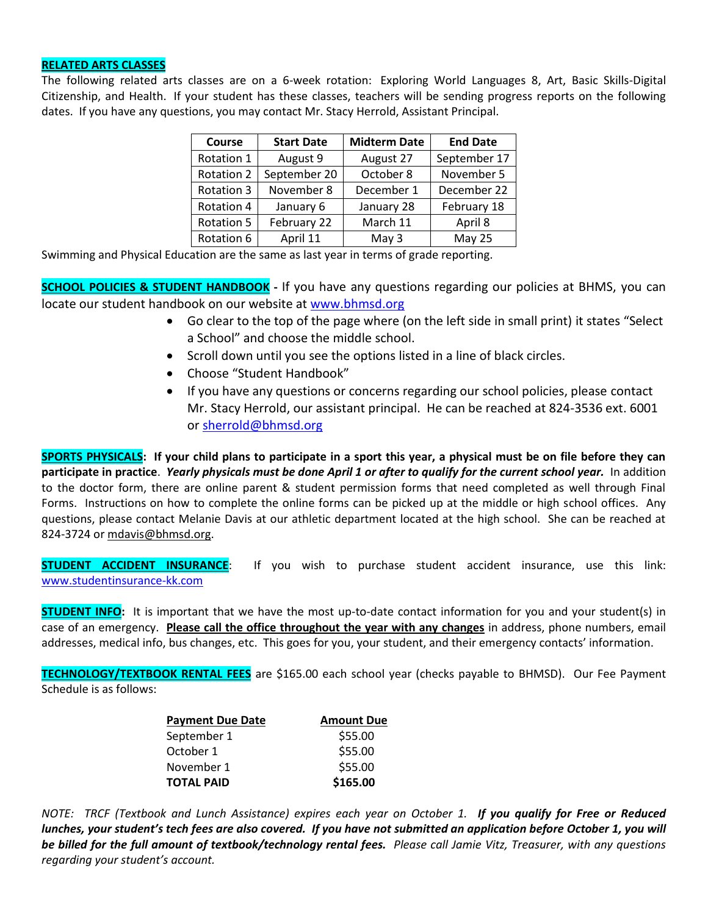**RELATED ARTS CLASSES**

The following related arts classes are on a 6-week rotation: Exploring World Languages 8, Art, Basic Skills-Digital Citizenship, and Health. If your student has these classes, teachers will be sending progress reports on the following dates. If you have any questions, you may contact Mr. Stacy Herrold, Assistant Principal.

| Course | Start Date | Midterm Date | End Date |
|---|---|---|---|
| Rotation 1 | August 9 | August 27 | September 17 |
| Rotation 2 | September 20 | October 8 | November 5 |
| Rotation 3 | November 8 | December 1 | December 22 |
| Rotation 4 | January 6 | January 28 | February 18 |
| Rotation 5 | February 22 | March 11 | April 8 |
| Rotation 6 | April 11 | May 3 | May 25 |

Swimming and Physical Education are the same as last year in terms of grade reporting.

**SCHOOL POLICIES & STUDENT HANDBOOK** - If you have any questions regarding our policies at BHMS, you can locate our student handbook on our website at www.bhmsd.org

- Go clear to the top of the page where (on the left side in small print) it states "Select a School" and choose the middle school.
- Scroll down until you see the options listed in a line of black circles.
- Choose "Student Handbook"
- If you have any questions or concerns regarding our school policies, please contact Mr. Stacy Herrold, our assistant principal. He can be reached at 824-3536 ext. 6001 or sherrold@bhmsd.org

**SPORTS PHYSICALS: If your child plans to participate in a sport this year, a physical must be on file before they can participate in practice**. ***Yearly physicals must be done April 1 or after to qualify for the current school year.*** In addition to the doctor form, there are online parent & student permission forms that need completed as well through Final Forms. Instructions on how to complete the online forms can be picked up at the middle or high school offices. Any questions, please contact Melanie Davis at our athletic department located at the high school. She can be reached at 824-3724 or mdavis@bhmsd.org.

**STUDENT ACCIDENT INSURANCE**: If you wish to purchase student accident insurance, use this link: www.studentinsurance-kk.com

**STUDENT INFO:** It is important that we have the most up-to-date contact information for you and your student(s) in case of an emergency. **Please call the office throughout the year with any changes** in address, phone numbers, email addresses, medical info, bus changes, etc. This goes for you, your student, and their emergency contacts' information.

**TECHNOLOGY/TEXTBOOK RENTAL FEES** are $165.00 each school year (checks payable to BHMSD). Our Fee Payment Schedule is as follows:

| Payment Due Date | Amount Due |
|---|---|
| September 1 | $55.00 |
| October 1 | $55.00 |
| November 1 | $55.00 |
| **TOTAL PAID** | **$165.00** |

*NOTE: TRCF (Textbook and Lunch Assistance) expires each year on October 1.* ***If you qualify for Free or Reduced lunches, your student's tech fees are also covered. If you have not submitted an application before October 1, you will be billed for the full amount of textbook/technology rental fees.*** *Please call Jamie Vitz, Treasurer, with any questions regarding your student's account.*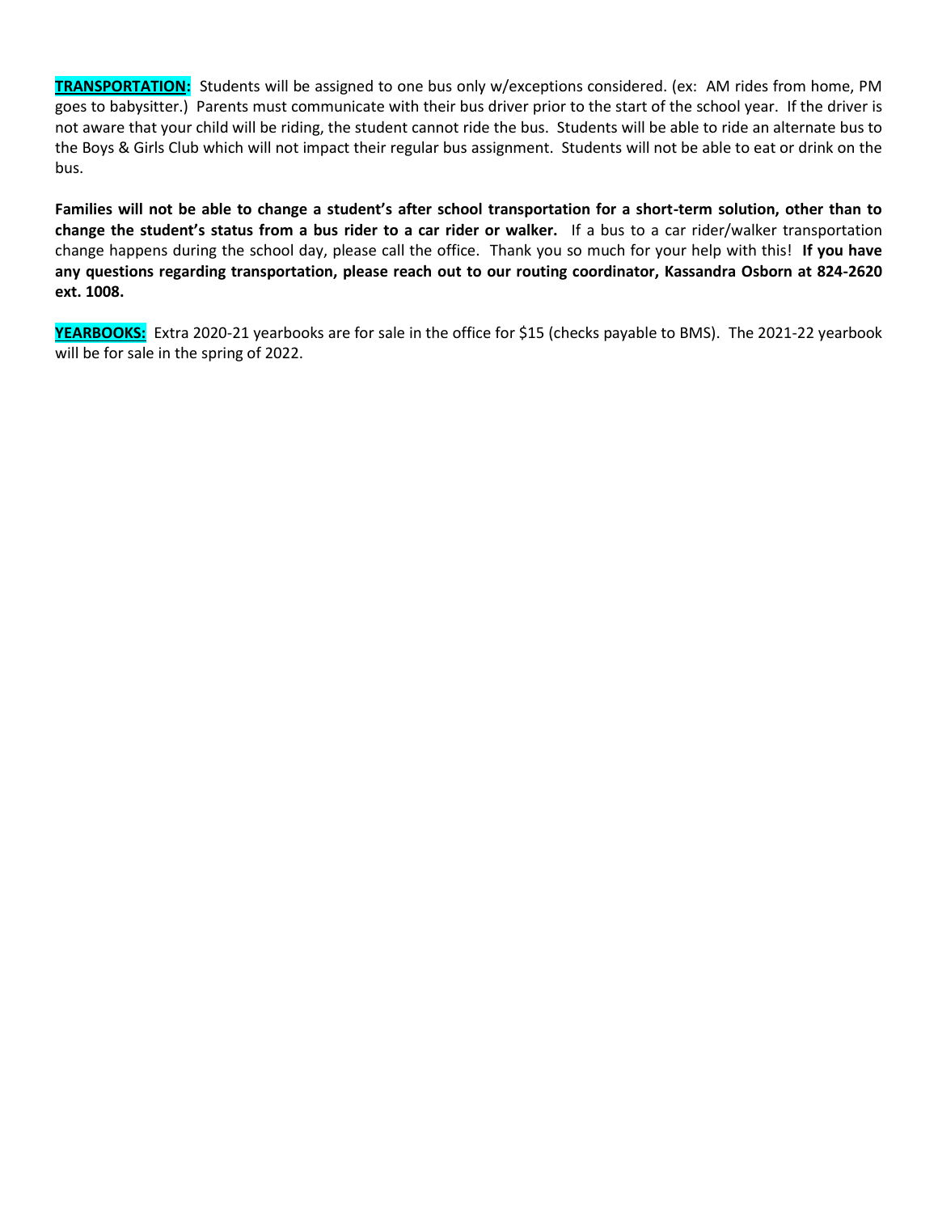**TRANSPORTATION:** Students will be assigned to one bus only w/exceptions considered. (ex: AM rides from home, PM goes to babysitter.) Parents must communicate with their bus driver prior to the start of the school year. If the driver is not aware that your child will be riding, the student cannot ride the bus. Students will be able to ride an alternate bus to the Boys & Girls Club which will not impact their regular bus assignment. Students will not be able to eat or drink on the bus.

**Families will not be able to change a student's after school transportation for a short-term solution, other than to change the student's status from a bus rider to a car rider or walker.** If a bus to a car rider/walker transportation change happens during the school day, please call the office. Thank you so much for your help with this! **If you have any questions regarding transportation, please reach out to our routing coordinator, Kassandra Osborn at 824-2620 ext. 1008.**

**YEARBOOKS:** Extra 2020-21 yearbooks are for sale in the office for $15 (checks payable to BMS). The 2021-22 yearbook will be for sale in the spring of 2022.